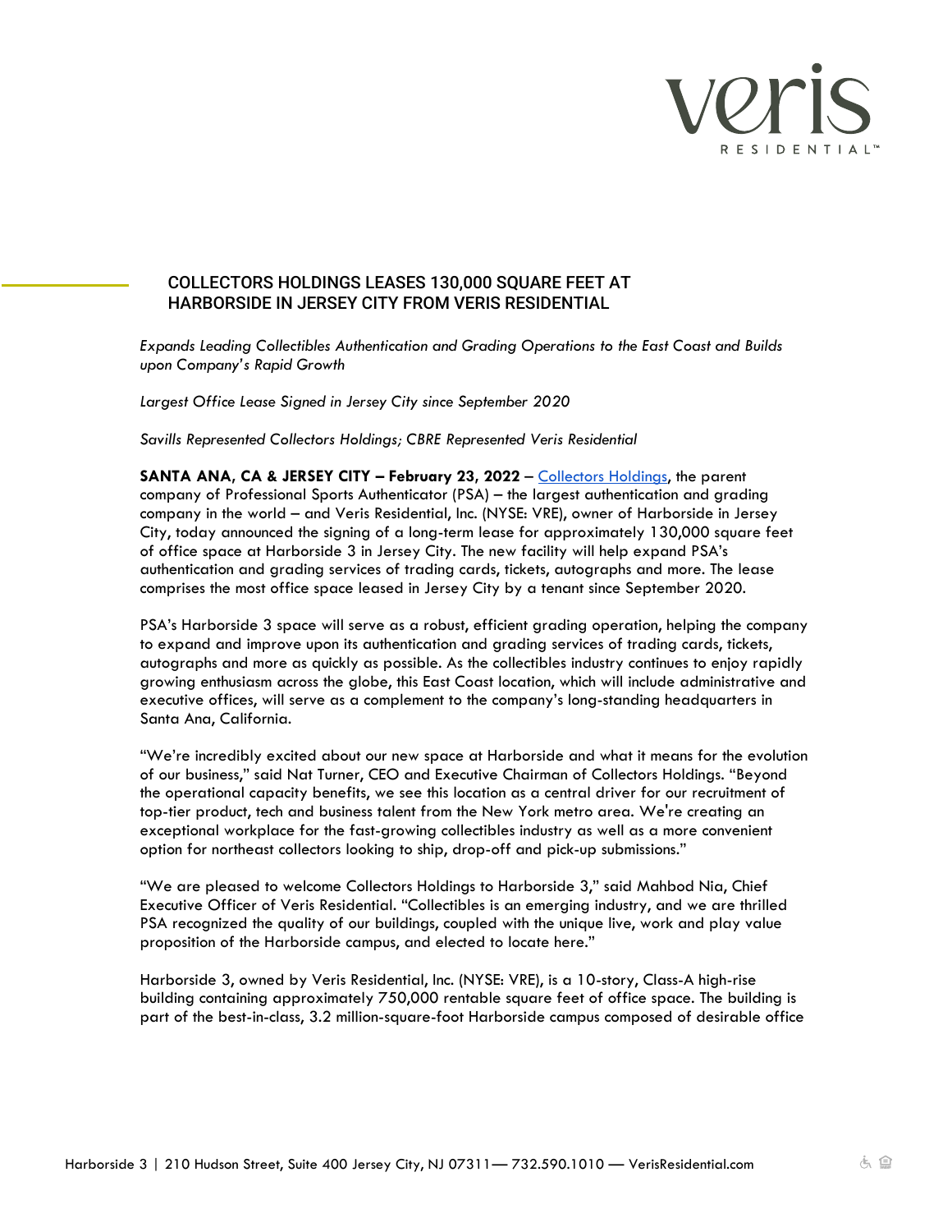veris

RESIDENTIAL™

# COLLECTORS HOLDINGS LEASES 130,000 SQUARE FEET AT HARBORSIDE IN JERSEY CITY FROM VERIS RESIDENTIAL

*Expands Leading Collectibles Authentication and Grading Operations to the East Coast and Builds upon Company's Rapid Growth*

*Largest Office Lease Signed in Jersey City since September 2020*

*Savills Represented Collectors Holdings; CBRE Represented Veris Residential*

**SANTA ANA, CA & JERSEY CITY – February 23, 2022** – Collectors Holdings, the parent company of Professional Sports Authenticator (PSA) – the largest authentication and grading company in the world – and Veris Residential, Inc. (NYSE: VRE), owner of Harborside in Jersey City, today announced the signing of a long-term lease for approximately 130,000 square feet of office space at Harborside 3 in Jersey City. The new facility will help expand PSA's authentication and grading services of trading cards, tickets, autographs and more. The lease comprises the most office space leased in Jersey City by a tenant since September 2020.

PSA's Harborside 3 space will serve as a robust, efficient grading operation, helping the company to expand and improve upon its authentication and grading services of trading cards, tickets, autographs and more as quickly as possible. As the collectibles industry continues to enjoy rapidly growing enthusiasm across the globe, this East Coast location, which will include administrative and executive offices, will serve as a complement to the company's long-standing headquarters in Santa Ana, California.

"We're incredibly excited about our new space at Harborside and what it means for the evolution of our business," said Nat Turner, CEO and Executive Chairman of Collectors Holdings. "Beyond the operational capacity benefits, we see this location as a central driver for our recruitment of top-tier product, tech and business talent from the New York metro area. We're creating an exceptional workplace for the fast-growing collectibles industry as well as a more convenient option for northeast collectors looking to ship, drop-off and pick-up submissions."

"We are pleased to welcome Collectors Holdings to Harborside 3," said Mahbod Nia, Chief Executive Officer of Veris Residential. "Collectibles is an emerging industry, and we are thrilled PSA recognized the quality of our buildings, coupled with the unique live, work and play value proposition of the Harborside campus, and elected to locate here."

Harborside 3, owned by Veris Residential, Inc. (NYSE: VRE), is a 10-story, Class-A high-rise building containing approximately 750,000 rentable square feet of office space. The building is part of the best-in-class, 3.2 million-square-foot Harborside campus composed of desirable office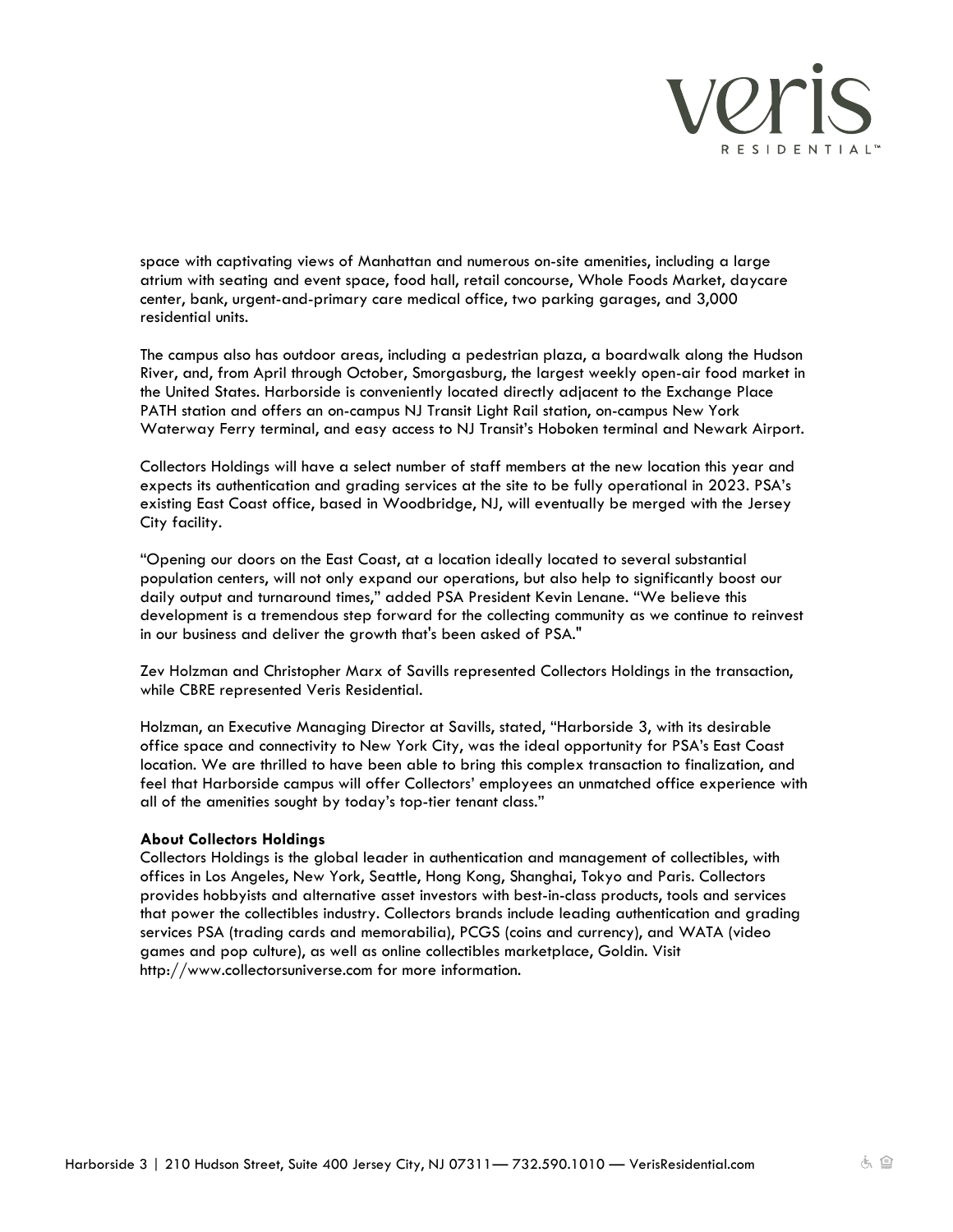space with captivating views of Manhattan and numerous on-site amenities, including a large atrium with seating and event space, food hall, retail concourse, Whole Foods Market, daycare center, bank, urgent-and-primary care medical office, two parking garages, and 3,000 residential units.

The campus also has outdoor areas, including a pedestrian plaza, a boardwalk along the Hudson River, and, from April through October, Smorgasburg, the largest weekly open-air food market in the United States. Harborside is conveniently located directly adjacent to the Exchange Place PATH station and offers an on-campus NJ Transit Light Rail station, on-campus New York Waterway Ferry terminal, and easy access to NJ Transit's Hoboken terminal and Newark Airport.

Collectors Holdings will have a select number of staff members at the new location this year and expects its authentication and grading services at the site to be fully operational in 2023. PSA's existing East Coast office, based in Woodbridge, NJ, will eventually be merged with the Jersey City facility.

"Opening our doors on the East Coast, at a location ideally located to several substantial population centers, will not only expand our operations, but also help to significantly boost our daily output and turnaround times," added PSA President Kevin Lenane. "We believe this development is a tremendous step forward for the collecting community as we continue to reinvest in our business and deliver the growth that's been asked of PSA."

Zev Holzman and Christopher Marx of Savills represented Collectors Holdings in the transaction, while CBRE represented Veris Residential.

Holzman, an Executive Managing Director at Savills, stated, "Harborside 3, with its desirable office space and connectivity to New York City, was the ideal opportunity for PSA's East Coast location. We are thrilled to have been able to bring this complex transaction to finalization, and feel that Harborside campus will offer Collectors' employees an unmatched office experience with all of the amenities sought by today's top-tier tenant class."

**About Collectors Holdings**
Collectors Holdings is the global leader in authentication and management of collectibles, with offices in Los Angeles, New York, Seattle, Hong Kong, Shanghai, Tokyo and Paris. Collectors provides hobbyists and alternative asset investors with best-in-class products, tools and services that power the collectibles industry. Collectors brands include leading authentication and grading services PSA (trading cards and memorabilia), PCGS (coins and currency), and WATA (video games and pop culture), as well as online collectibles marketplace, Goldin. Visit http://www.collectorsuniverse.com for more information.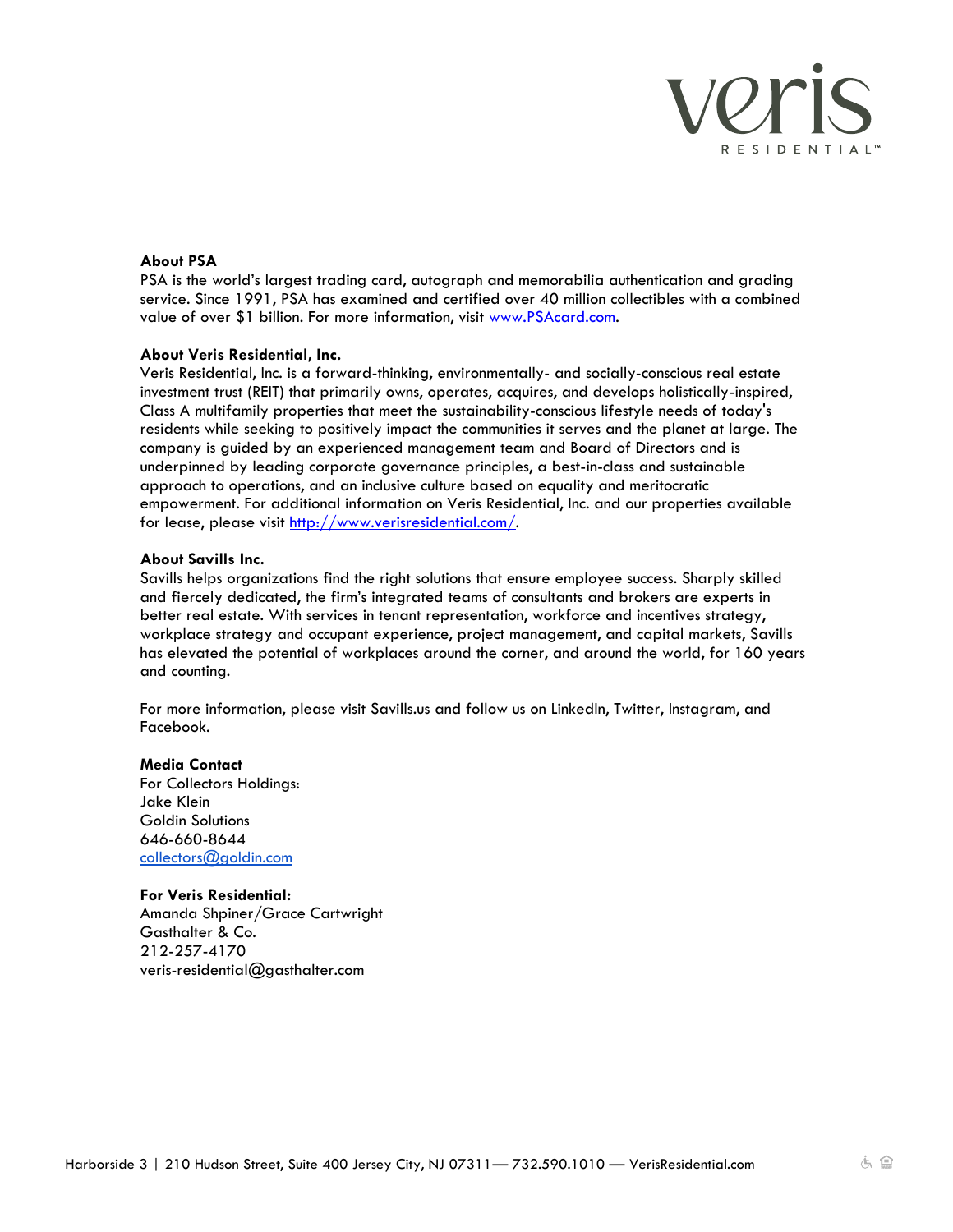**About PSA**
PSA is the world's largest trading card, autograph and memorabilia authentication and grading service. Since 1991, PSA has examined and certified over 40 million collectibles with a combined value of over $1 billion. For more information, visit [www.PSAcard.com](http://www.PSAcard.com).

**About Veris Residential, Inc.**
Veris Residential, Inc. is a forward-thinking, environmentally- and socially-conscious real estate investment trust (REIT) that primarily owns, operates, acquires, and develops holistically-inspired, Class A multifamily properties that meet the sustainability-conscious lifestyle needs of today's residents while seeking to positively impact the communities it serves and the planet at large. The company is guided by an experienced management team and Board of Directors and is underpinned by leading corporate governance principles, a best-in-class and sustainable approach to operations, and an inclusive culture based on equality and meritocratic empowerment. For additional information on Veris Residential, Inc. and our properties available for lease, please visit [http://www.verisresidential.com/](http://www.verisresidential.com/).

**About Savills Inc.**
Savills helps organizations find the right solutions that ensure employee success. Sharply skilled and fiercely dedicated, the firm's integrated teams of consultants and brokers are experts in better real estate. With services in tenant representation, workforce and incentives strategy, workplace strategy and occupant experience, project management, and capital markets, Savills has elevated the potential of workplaces around the corner, and around the world, for 160 years and counting.

For more information, please visit Savills.us and follow us on LinkedIn, Twitter, Instagram, and Facebook.

**Media Contact**
For Collectors Holdings:
Jake Klein
Goldin Solutions
646-660-8644
[collectors@goldin.com](mailto:collectors@goldin.com)

**For Veris Residential:**
Amanda Shpiner/Grace Cartwright
Gasthalter & Co.
212-257-4170
veris-residential@gasthalter.com